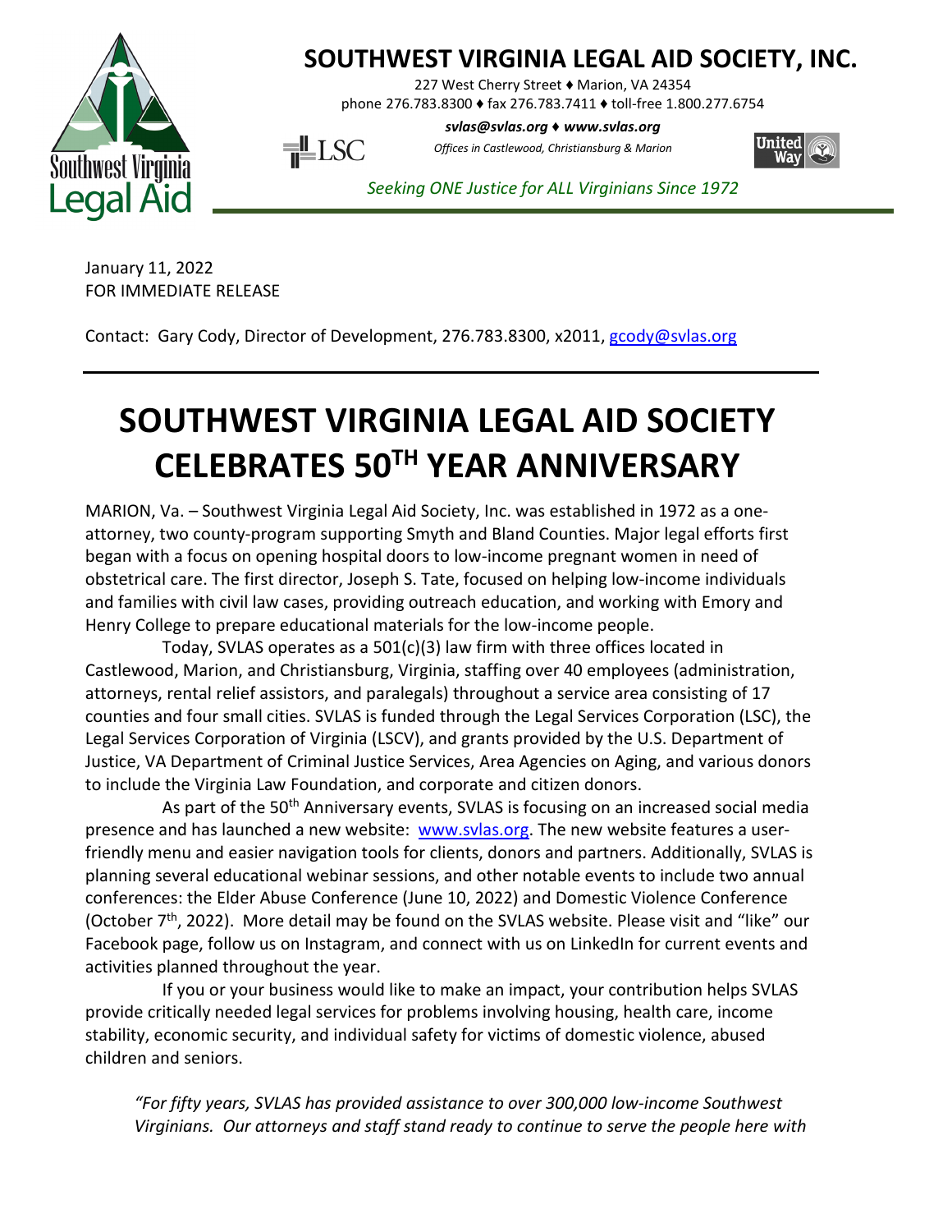# SOUTHWEST VIRGINIA LEGAL AID SOCIETY, INC.

227 West Cherry Street ♦ Marion, VA 24354
phone 276.783.8300 ♦ fax 276.783.7411 ♦ toll-free 1.800.277.6754

***svlas@svlas.org ♦ www.svlas.org***

*Offices in Castlewood, Christiansburg & Marion*

*Seeking ONE Justice for ALL Virginians Since 1972*

January 11, 2022
FOR IMMEDIATE RELEASE

Contact: Gary Cody, Director of Development, 276.783.8300, x2011, gcody@svlas.org

# SOUTHWEST VIRGINIA LEGAL AID SOCIETY CELEBRATES 50TH YEAR ANNIVERSARY

MARION, Va. – Southwest Virginia Legal Aid Society, Inc. was established in 1972 as a one-attorney, two county-program supporting Smyth and Bland Counties. Major legal efforts first began with a focus on opening hospital doors to low-income pregnant women in need of obstetrical care. The first director, Joseph S. Tate, focused on helping low-income individuals and families with civil law cases, providing outreach education, and working with Emory and Henry College to prepare educational materials for the low-income people.

Today, SVLAS operates as a 501(c)(3) law firm with three offices located in Castlewood, Marion, and Christiansburg, Virginia, staffing over 40 employees (administration, attorneys, rental relief assistors, and paralegals) throughout a service area consisting of 17 counties and four small cities. SVLAS is funded through the Legal Services Corporation (LSC), the Legal Services Corporation of Virginia (LSCV), and grants provided by the U.S. Department of Justice, VA Department of Criminal Justice Services, Area Agencies on Aging, and various donors to include the Virginia Law Foundation, and corporate and citizen donors.

As part of the 50th Anniversary events, SVLAS is focusing on an increased social media presence and has launched a new website: www.svlas.org. The new website features a user-friendly menu and easier navigation tools for clients, donors and partners. Additionally, SVLAS is planning several educational webinar sessions, and other notable events to include two annual conferences: the Elder Abuse Conference (June 10, 2022) and Domestic Violence Conference (October 7th, 2022). More detail may be found on the SVLAS website. Please visit and "like" our Facebook page, follow us on Instagram, and connect with us on LinkedIn for current events and activities planned throughout the year.

If you or your business would like to make an impact, your contribution helps SVLAS provide critically needed legal services for problems involving housing, health care, income stability, economic security, and individual safety for victims of domestic violence, abused children and seniors.

*"For fifty years, SVLAS has provided assistance to over 300,000 low-income Southwest Virginians. Our attorneys and staff stand ready to continue to serve the people here with*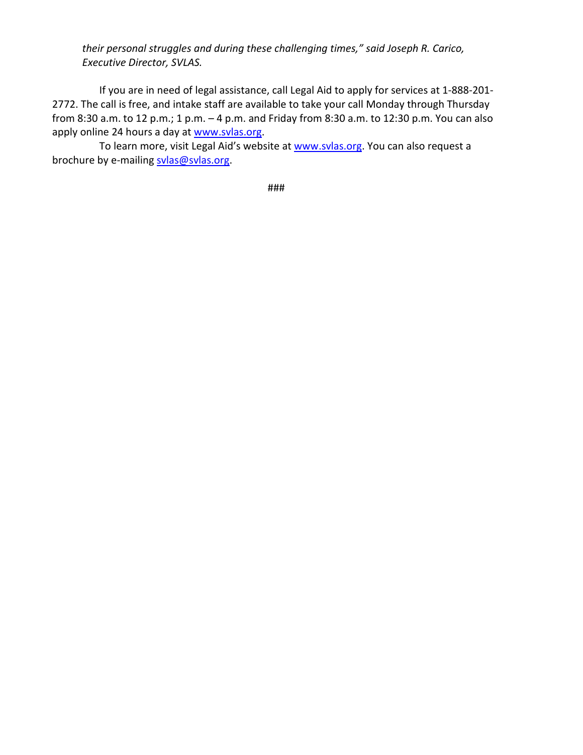*their personal struggles and during these challenging times," said Joseph R. Carico, Executive Director, SVLAS.*

If you are in need of legal assistance, call Legal Aid to apply for services at 1-888-201-2772. The call is free, and intake staff are available to take your call Monday through Thursday from 8:30 a.m. to 12 p.m.; 1 p.m. – 4 p.m. and Friday from 8:30 a.m. to 12:30 p.m. You can also apply online 24 hours a day at [www.svlas.org](http://www.svlas.org).

To learn more, visit Legal Aid's website at [www.svlas.org](http://www.svlas.org). You can also request a brochure by e-mailing [svlas@svlas.org](mailto:svlas@svlas.org).

###